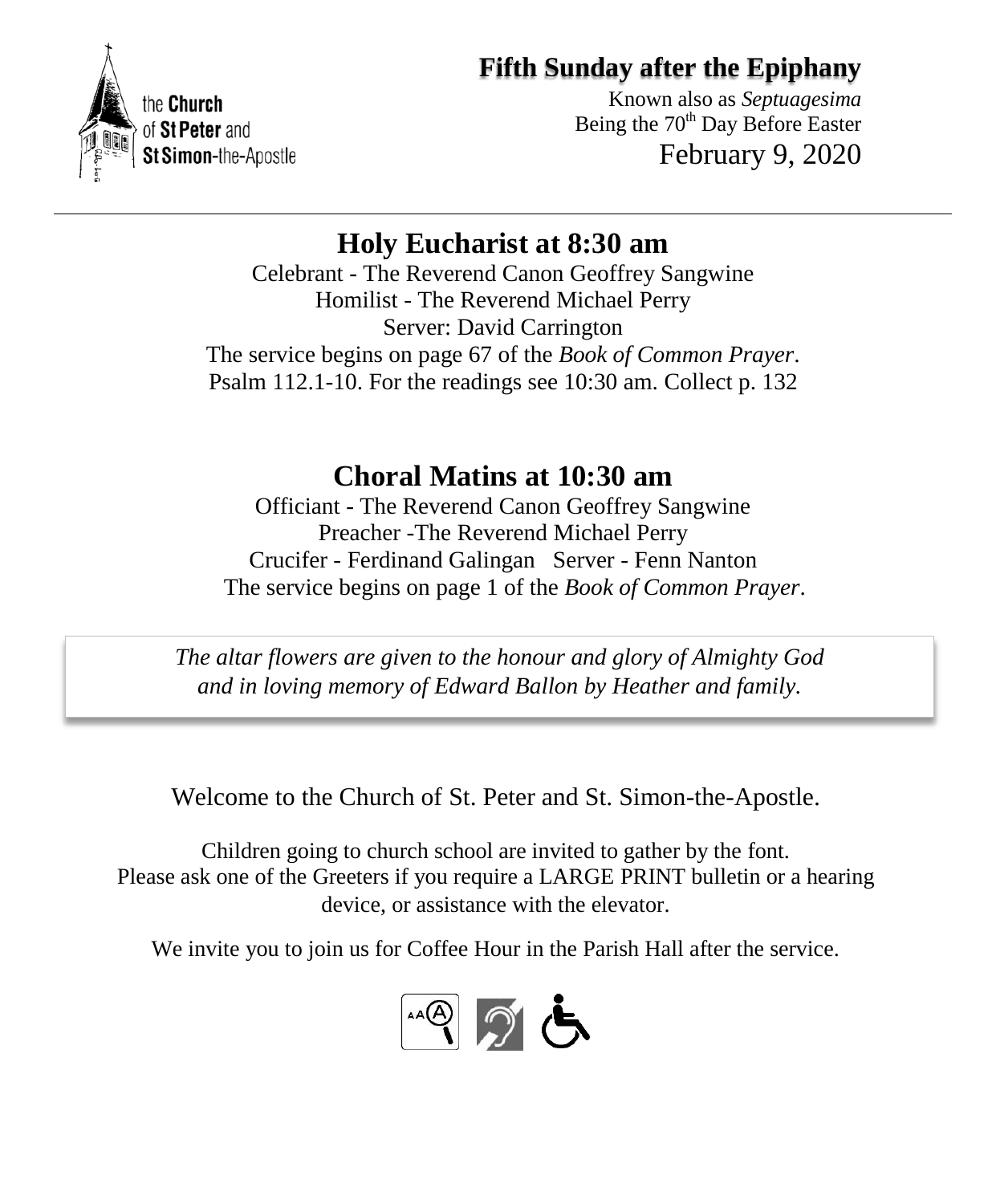the **Church** of **St Peter** and **St Simon**-the-Apostle

# Fifth Sunday after the Epiphany

Known also as *Septuagesima*
Being the 70th Day Before Easter
February 9, 2020

---

## Holy Eucharist at 8:30 am

Celebrant - The Reverend Canon Geoffrey Sangwine
Homilist - The Reverend Michael Perry
Server: David Carrington
The service begins on page 67 of the *Book of Common Prayer*.
Psalm 112.1-10. For the readings see 10:30 am. Collect p. 132

## Choral Matins at 10:30 am

Officiant - The Reverend Canon Geoffrey Sangwine
Preacher -The Reverend Michael Perry
Crucifer - Ferdinand Galingan Server - Fenn Nanton
The service begins on page 1 of the *Book of Common Prayer*.

*The altar flowers are given to the honour and glory of Almighty God and in loving memory of Edward Ballon by Heather and family.*

Welcome to the Church of St. Peter and St. Simon-the-Apostle.

Children going to church school are invited to gather by the font.
Please ask one of the Greeters if you require a LARGE PRINT bulletin or a hearing device, or assistance with the elevator.

We invite you to join us for Coffee Hour in the Parish Hall after the service.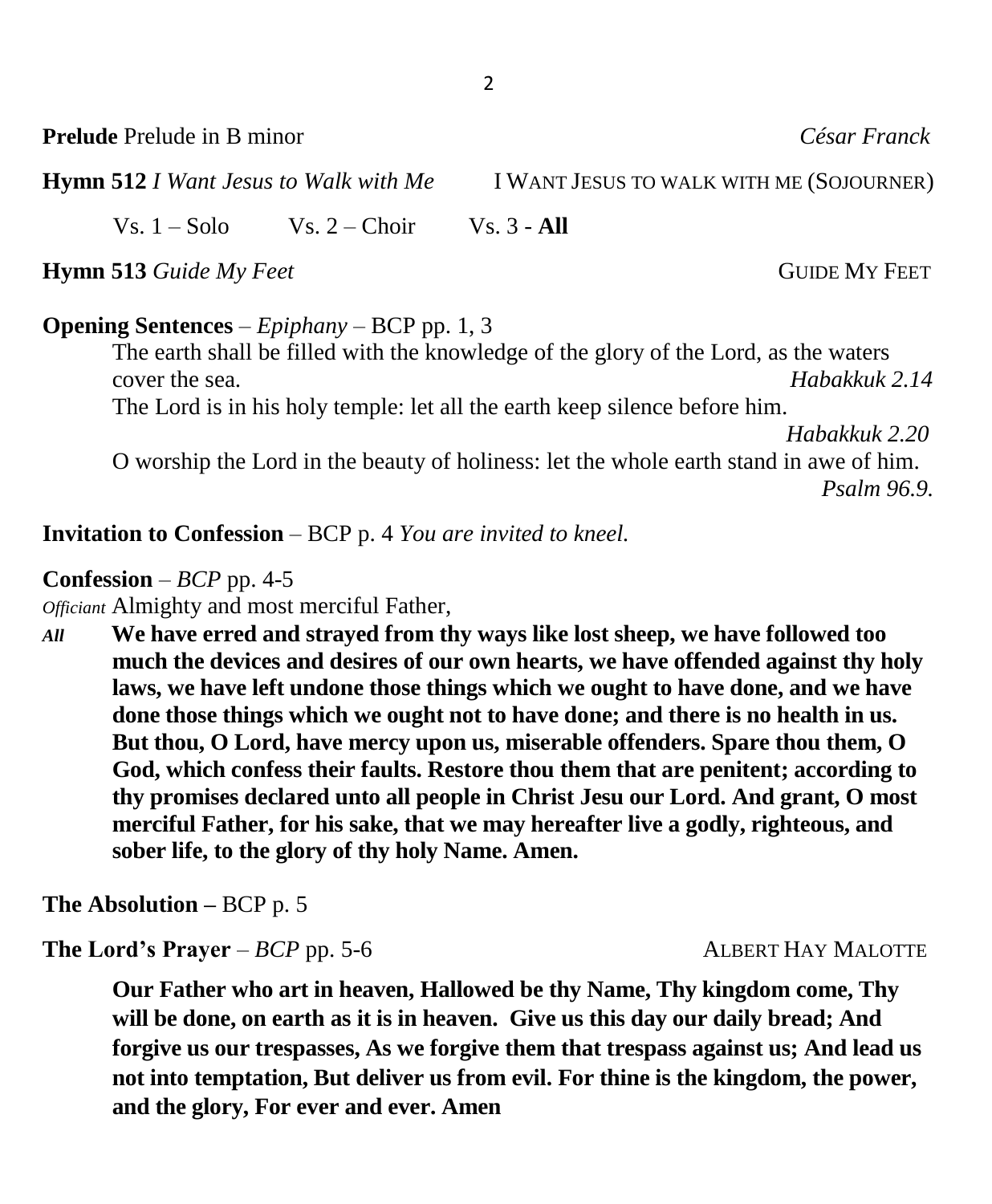**Prelude** Prelude in B minor *César Franck*

**Hymn 512** *I Want Jesus to Walk with Me* I WANT JESUS TO WALK WITH ME (SOJOURNER)

Vs. 1 – Solo Vs. 2 – Choir Vs. 3 - **All**

**Hymn 513** *Guide My Feet* GUIDE MY FEET

**Opening Sentences** – *Epiphany* – BCP pp. 1, 3

The earth shall be filled with the knowledge of the glory of the Lord, as the waters cover the sea. *Habakkuk 2.14*

The Lord is in his holy temple: let all the earth keep silence before him. *Habakkuk 2.20*

O worship the Lord in the beauty of holiness: let the whole earth stand in awe of him. *Psalm 96.9.*

**Invitation to Confession** – BCP p. 4 *You are invited to kneel.*

**Confession** – *BCP* pp. 4-5

*Officiant* Almighty and most merciful Father,

*All* **We have erred and strayed from thy ways like lost sheep, we have followed too much the devices and desires of our own hearts, we have offended against thy holy laws, we have left undone those things which we ought to have done, and we have done those things which we ought not to have done; and there is no health in us. But thou, O Lord, have mercy upon us, miserable offenders. Spare thou them, O God, which confess their faults. Restore thou them that are penitent; according to thy promises declared unto all people in Christ Jesu our Lord. And grant, O most merciful Father, for his sake, that we may hereafter live a godly, righteous, and sober life, to the glory of thy holy Name. Amen.**

**The Absolution –** BCP p. 5

**The Lord's Prayer** – *BCP* pp. 5-6 ALBERT HAY MALOTTE

**Our Father who art in heaven, Hallowed be thy Name, Thy kingdom come, Thy will be done, on earth as it is in heaven. Give us this day our daily bread; And forgive us our trespasses, As we forgive them that trespass against us; And lead us not into temptation, But deliver us from evil. For thine is the kingdom, the power, and the glory, For ever and ever. Amen**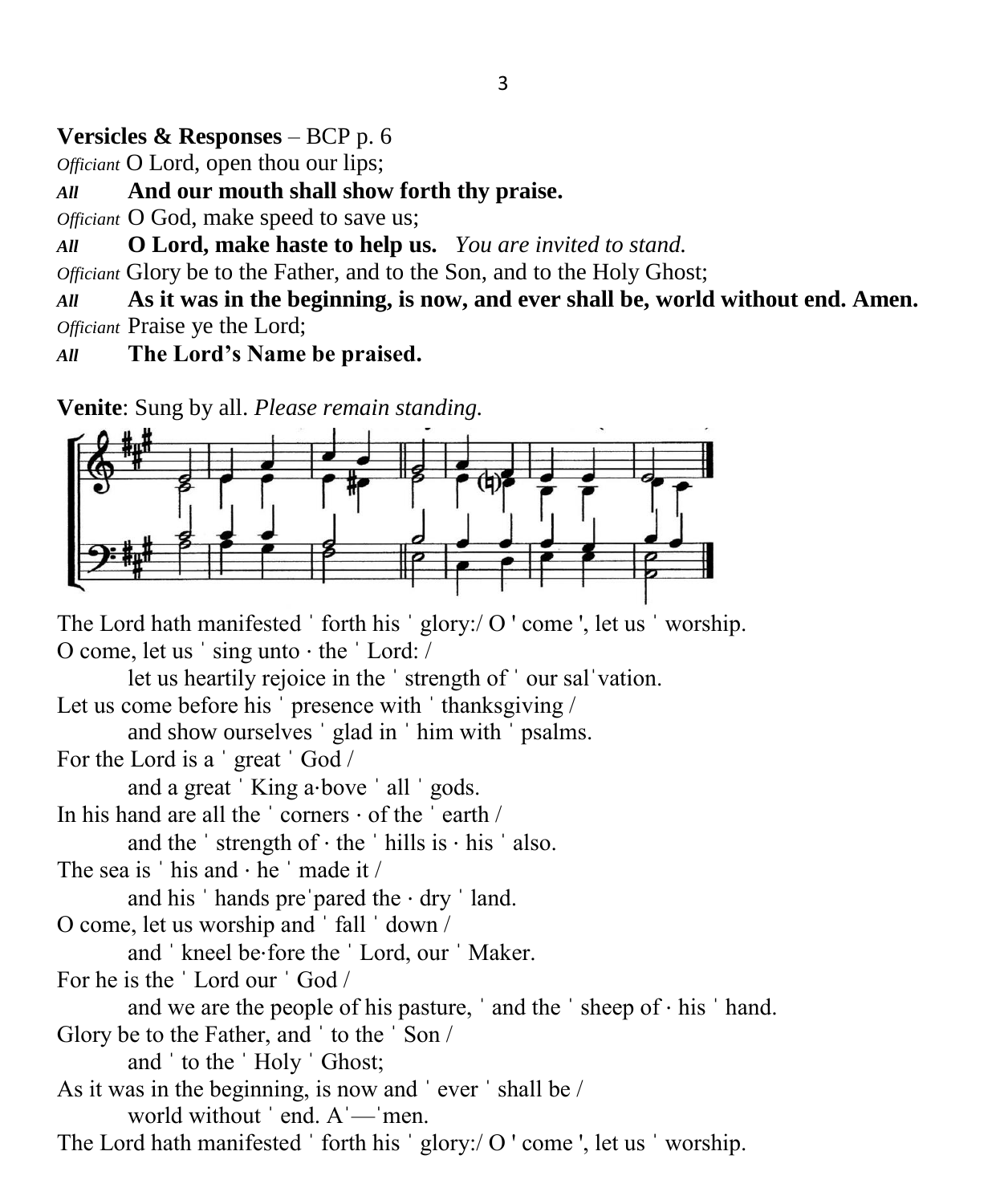**Versicles & Responses** – BCP p. 6

*Officiant* O Lord, open thou our lips;

***All*** **And our mouth shall show forth thy praise.**

*Officiant* O God, make speed to save us;

***All*** **O Lord, make haste to help us.** *You are invited to stand.*

*Officiant* Glory be to the Father, and to the Son, and to the Holy Ghost;

***All*** **As it was in the beginning, is now, and ever shall be, world without end. Amen.**

*Officiant* Praise ye the Lord;

***All*** **The Lord's Name be praised.**

**Venite**: Sung by all. *Please remain standing.*

The Lord hath manifested ˈ forth his ˈ glory:/ O **'** come **'**, let us ˈ worship.

O come, let us ˈ sing unto · the ˈ Lord: /
let us heartily rejoice in the ˈ strength of ˈ our salˈvation.

Let us come before his ˈ presence with ˈ thanksgiving /
and show ourselves ˈ glad in ˈ him with ˈ psalms.

For the Lord is a ˈ great ˈ God /
and a great ˈ King a·bove ˈ all ˈ gods.

In his hand are all the ˈ corners · of the ˈ earth /
and the ˈ strength of · the ˈ hills is · his ˈ also.

The sea is ˈ his and · he ˈ made it /
and his ˈ hands preˈpared the · dry ˈ land.

O come, let us worship and ˈ fall ˈ down /
and ˈ kneel be·fore the ˈ Lord, our ˈ Maker.

For he is the ˈ Lord our ˈ God /
and we are the people of his pasture, ˈ and the ˈ sheep of · his ˈ hand.

Glory be to the Father, and ˈ to the ˈ Son /
and ˈ to the ˈ Holy ˈ Ghost;

As it was in the beginning, is now and ˈ ever ˈ shall be /
world without ˈ end. Aˈ—ˈmen.

The Lord hath manifested ˈ forth his ˈ glory:/ O **'** come **'**, let us ˈ worship.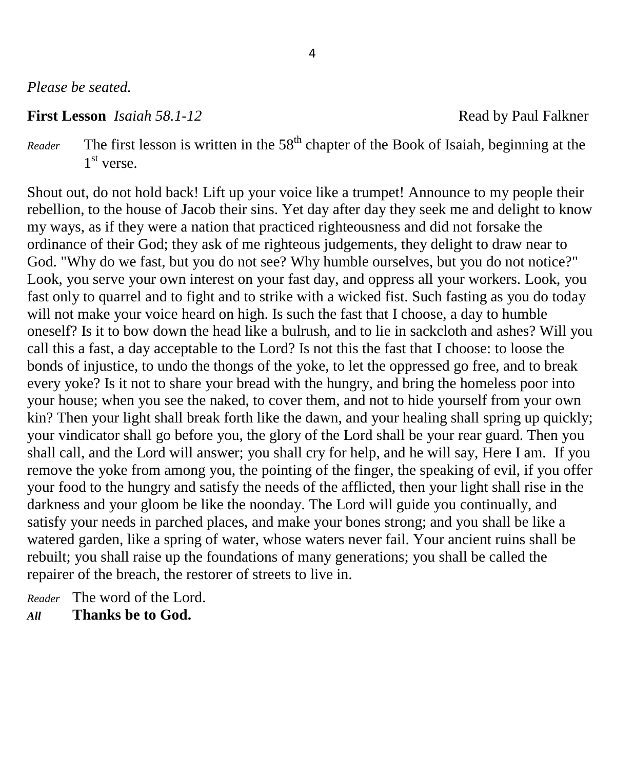*Please be seated.*

**First Lesson** *Isaiah 58.1-12* Read by Paul Falkner

*Reader* The first lesson is written in the 58th chapter of the Book of Isaiah, beginning at the 1st verse.

Shout out, do not hold back! Lift up your voice like a trumpet! Announce to my people their rebellion, to the house of Jacob their sins. Yet day after day they seek me and delight to know my ways, as if they were a nation that practiced righteousness and did not forsake the ordinance of their God; they ask of me righteous judgements, they delight to draw near to God. "Why do we fast, but you do not see? Why humble ourselves, but you do not notice?" Look, you serve your own interest on your fast day, and oppress all your workers. Look, you fast only to quarrel and to fight and to strike with a wicked fist. Such fasting as you do today will not make your voice heard on high. Is such the fast that I choose, a day to humble oneself? Is it to bow down the head like a bulrush, and to lie in sackcloth and ashes? Will you call this a fast, a day acceptable to the Lord? Is not this the fast that I choose: to loose the bonds of injustice, to undo the thongs of the yoke, to let the oppressed go free, and to break every yoke? Is it not to share your bread with the hungry, and bring the homeless poor into your house; when you see the naked, to cover them, and not to hide yourself from your own kin? Then your light shall break forth like the dawn, and your healing shall spring up quickly; your vindicator shall go before you, the glory of the Lord shall be your rear guard. Then you shall call, and the Lord will answer; you shall cry for help, and he will say, Here I am. If you remove the yoke from among you, the pointing of the finger, the speaking of evil, if you offer your food to the hungry and satisfy the needs of the afflicted, then your light shall rise in the darkness and your gloom be like the noonday. The Lord will guide you continually, and satisfy your needs in parched places, and make your bones strong; and you shall be like a watered garden, like a spring of water, whose waters never fail. Your ancient ruins shall be rebuilt; you shall raise up the foundations of many generations; you shall be called the repairer of the breach, the restorer of streets to live in.

*Reader* The word of the Lord.
***All*** **Thanks be to God.**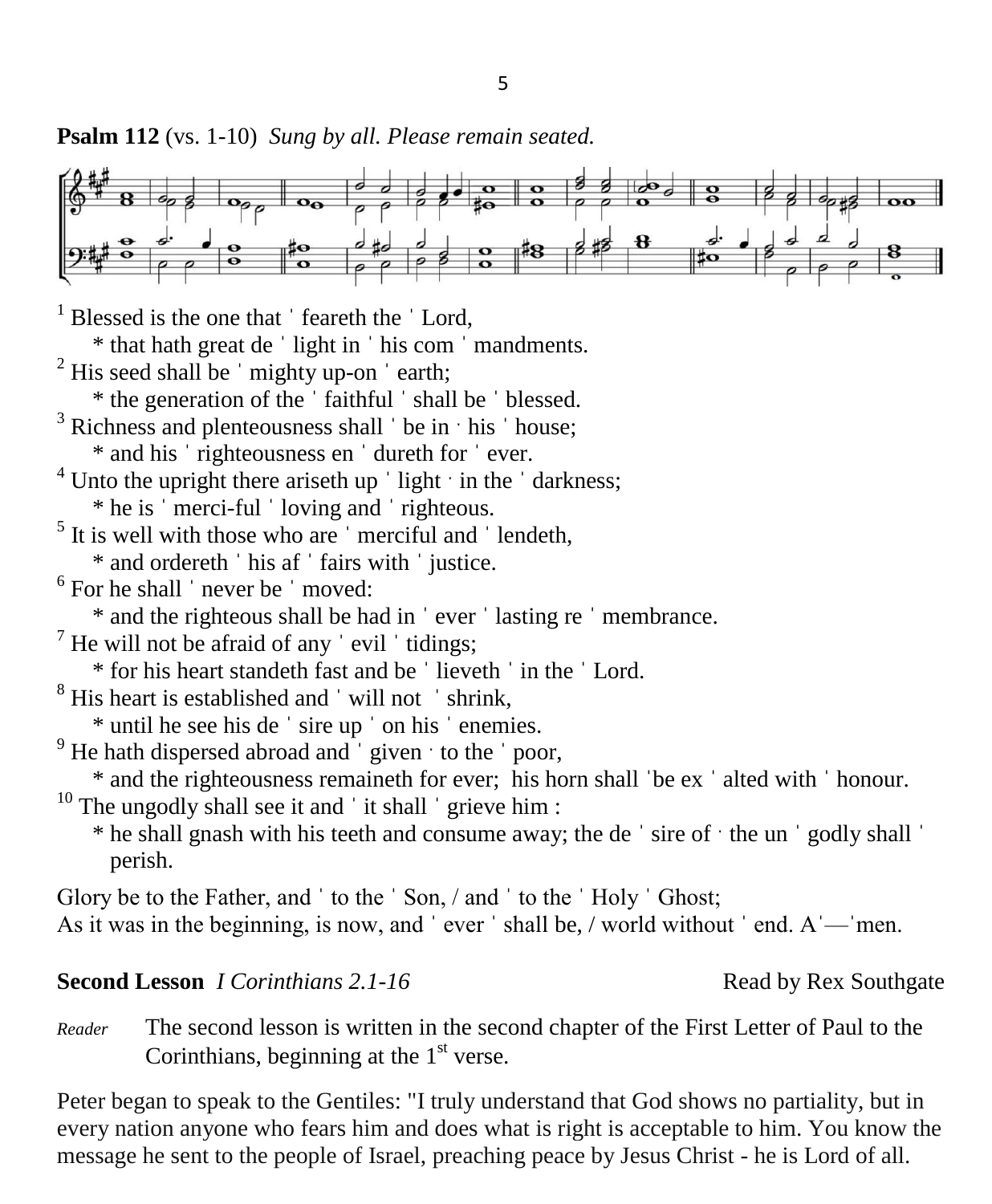**Psalm 112** (vs. 1-10) *Sung by all. Please remain seated.*

[1] Blessed is the one that ˈ feareth the ˈ Lord,
    * that hath great de ˈ light in ˈ his com ˈ mandments.
[2] His seed shall be ˈ mighty up-on ˈ earth;
    * the generation of the ˈ faithful ˈ shall be ˈ blessed.
[3] Richness and plenteousness shall ˈ be in · his ˈ house;
    * and his ˈ righteousness en ˈ dureth for ˈ ever.
[4] Unto the upright there ariseth up ˈ light · in the ˈ darkness;
    * he is ˈ merci-ful ˈ loving and ˈ righteous.
[5] It is well with those who are ˈ merciful and ˈ lendeth,
    * and ordereth ˈ his af ˈ fairs with ˈ justice.
[6] For he shall ˈ never be ˈ moved:
    * and the righteous shall be had in ˈ ever ˈ lasting re ˈ membrance.
[7] He will not be afraid of any ˈ evil ˈ tidings;
    * for his heart standeth fast and be ˈ lieveth ˈ in the ˈ Lord.
[8] His heart is established and ˈ will not ˈ shrink,
    * until he see his de ˈ sire up ˈ on his ˈ enemies.
[9] He hath dispersed abroad and ˈ given · to the ˈ poor,
    * and the righteousness remaineth for ever; his horn shall ˈbe ex ˈ alted with ˈ honour.
[10] The ungodly shall see it and ˈ it shall ˈ grieve him :
    * he shall gnash with his teeth and consume away; the de ˈ sire of · the un ˈ godly shall ˈ perish.

Glory be to the Father, and ˈ to the ˈ Son, / and ˈ to the ˈ Holy ˈ Ghost;
As it was in the beginning, is now, and ˈ ever ˈ shall be, / world without ˈ end. Aˈ—ˈmen.

**Second Lesson** *I Corinthians 2.1-16* Read by Rex Southgate

*Reader* The second lesson is written in the second chapter of the First Letter of Paul to the Corinthians, beginning at the 1st verse.

Peter began to speak to the Gentiles: "I truly understand that God shows no partiality, but in every nation anyone who fears him and does what is right is acceptable to him. You know the message he sent to the people of Israel, preaching peace by Jesus Christ - he is Lord of all.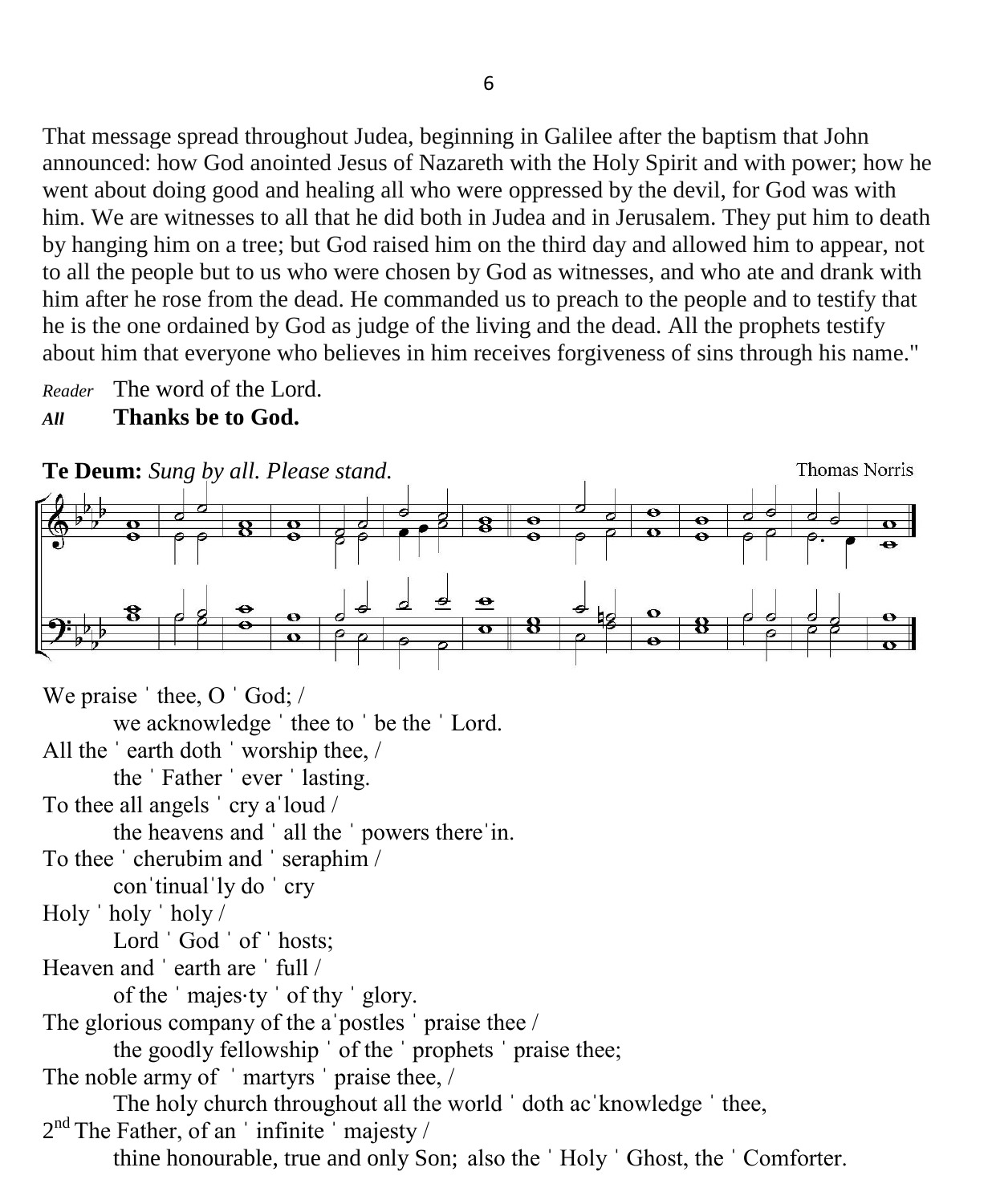That message spread throughout Judea, beginning in Galilee after the baptism that John announced: how God anointed Jesus of Nazareth with the Holy Spirit and with power; how he went about doing good and healing all who were oppressed by the devil, for God was with him. We are witnesses to all that he did both in Judea and in Jerusalem. They put him to death by hanging him on a tree; but God raised him on the third day and allowed him to appear, not to all the people but to us who were chosen by God as witnesses, and who ate and drank with him after he rose from the dead. He commanded us to preach to the people and to testify that he is the one ordained by God as judge of the living and the dead. All the prophets testify about him that everyone who believes in him receives forgiveness of sins through his name."

*Reader* The word of the Lord.
***All*** **Thanks be to God.**

**Te Deum:** *Sung by all. Please stand.* Thomas Norris

We praise ˈ thee, O ˈ God; /
  we acknowledge ˈ thee to ˈ be the ˈ Lord.
All the ˈ earth doth ˈ worship thee, /
  the ˈ Father ˈ ever ˈ lasting.
To thee all angels ˈ cry aˈloud /
  the heavens and ˈ all the ˈ powers thereˈin.
To thee ˈ cherubim and ˈ seraphim /
  conˈtinualˈly do ˈ cry
Holy ˈ holy ˈ holy /
  Lord ˈ God ˈ of ˈ hosts;
Heaven and ˈ earth are ˈ full /
  of the ˈ majes·ty ˈ of thy ˈ glory.
The glorious company of the aˈpostles ˈ praise thee /
  the goodly fellowship ˈ of the ˈ prophets ˈ praise thee;
The noble army of ˈ martyrs ˈ praise thee, /
  The holy church throughout all the world ˈ doth acˈknowledge ˈ thee,
2nd The Father, of an ˈ infinite ˈ majesty /
  thine honourable, true and only Son; also the ˈ Holy ˈ Ghost, the ˈ Comforter.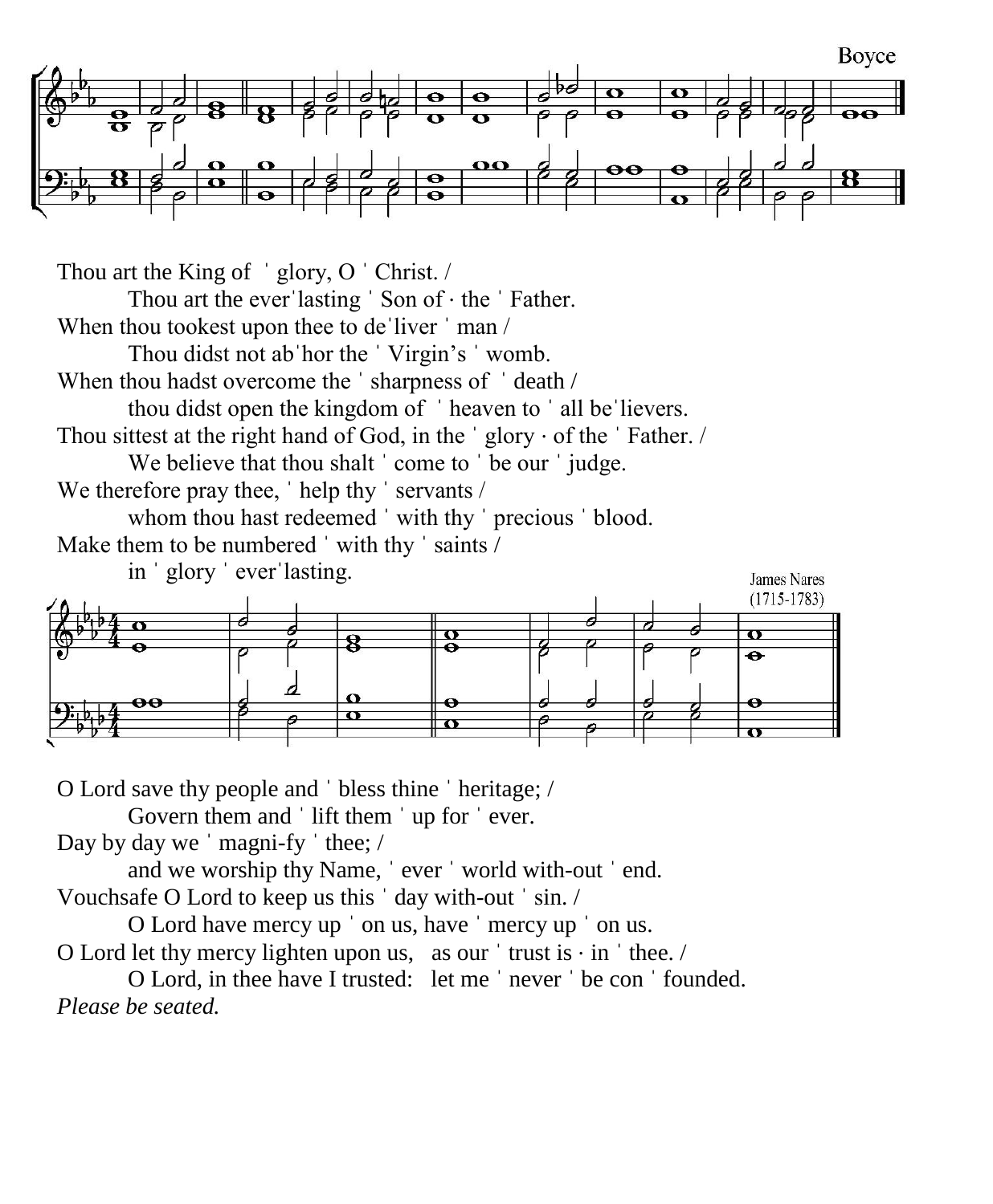Boyce

Thou art the King of ˈ glory, O ˈ Christ. /

Thou art the everˈlasting ˈ Son of · the ˈ Father.

When thou tookest upon thee to deˈliver ˈ man /

Thou didst not abˈhor the ˈ Virgin's ˈ womb.

When thou hadst overcome the ˈ sharpness of ˈ death /

thou didst open the kingdom of ˈ heaven to ˈ all beˈlievers.

Thou sittest at the right hand of God, in the ˈ glory · of the ˈ Father. /

We believe that thou shalt ˈ come to ˈ be our ˈ judge.

We therefore pray thee, ˈ help thy ˈ servants /

whom thou hast redeemed ˈ with thy ˈ precious ˈ blood.

Make them to be numbered ˈ with thy ˈ saints /

in ˈ glory ˈ everˈlasting.

James Nares (1715-1783)

O Lord save thy people and ˈ bless thine ˈ heritage; /

Govern them and ˈ lift them ˈ up for ˈ ever.

Day by day we ˈ magni-fy ˈ thee; /

and we worship thy Name, ˈ ever ˈ world with-out ˈ end.

Vouchsafe O Lord to keep us this ˈ day with-out ˈ sin. /

O Lord have mercy up ˈ on us, have ˈ mercy up ˈ on us.

O Lord let thy mercy lighten upon us, as our ˈ trust is · in ˈ thee. /

O Lord, in thee have I trusted: let me ˈ never ˈ be con ˈ founded.

*Please be seated.*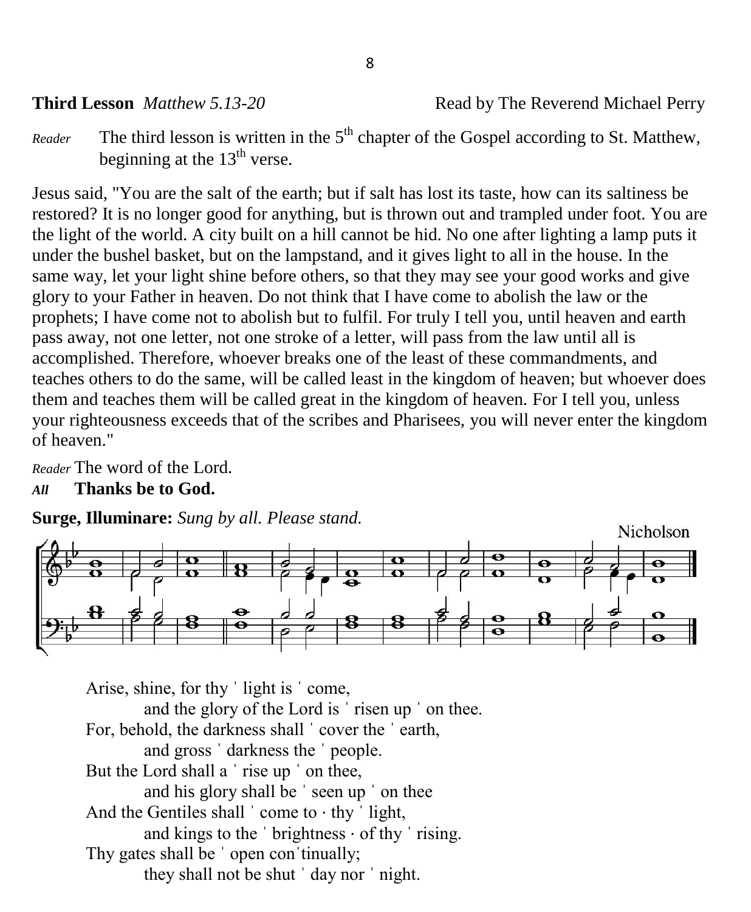**Third Lesson** *Matthew 5.13-20* Read by The Reverend Michael Perry

*Reader* The third lesson is written in the 5th chapter of the Gospel according to St. Matthew, beginning at the 13th verse.

Jesus said, "You are the salt of the earth; but if salt has lost its taste, how can its saltiness be restored? It is no longer good for anything, but is thrown out and trampled under foot. You are the light of the world. A city built on a hill cannot be hid. No one after lighting a lamp puts it under the bushel basket, but on the lampstand, and it gives light to all in the house. In the same way, let your light shine before others, so that they may see your good works and give glory to your Father in heaven. Do not think that I have come to abolish the law or the prophets; I have come not to abolish but to fulfil. For truly I tell you, until heaven and earth pass away, not one letter, not one stroke of a letter, will pass from the law until all is accomplished. Therefore, whoever breaks one of the least of these commandments, and teaches others to do the same, will be called least in the kingdom of heaven; but whoever does them and teaches them will be called great in the kingdom of heaven. For I tell you, unless your righteousness exceeds that of the scribes and Pharisees, you will never enter the kingdom of heaven."

*Reader* The word of the Lord.
***All* Thanks be to God.**

**Surge, Illuminare:** *Sung by all. Please stand.*

Nicholson

Arise, shine, for thy ˈ light is ˈ come,
 and the glory of the Lord is ˈ risen up ˈ on thee.
For, behold, the darkness shall ˈ cover the ˈ earth,
 and gross ˈ darkness the ˈ people.
But the Lord shall a ˈ rise up ˈ on thee,
 and his glory shall be ˈ seen up ˈ on thee
And the Gentiles shall ˈ come to · thy ˈ light,
 and kings to the ˈ brightness · of thy ˈ rising.
Thy gates shall be ˈ open conˈtinually;
 they shall not be shut ˈ day nor ˈ night.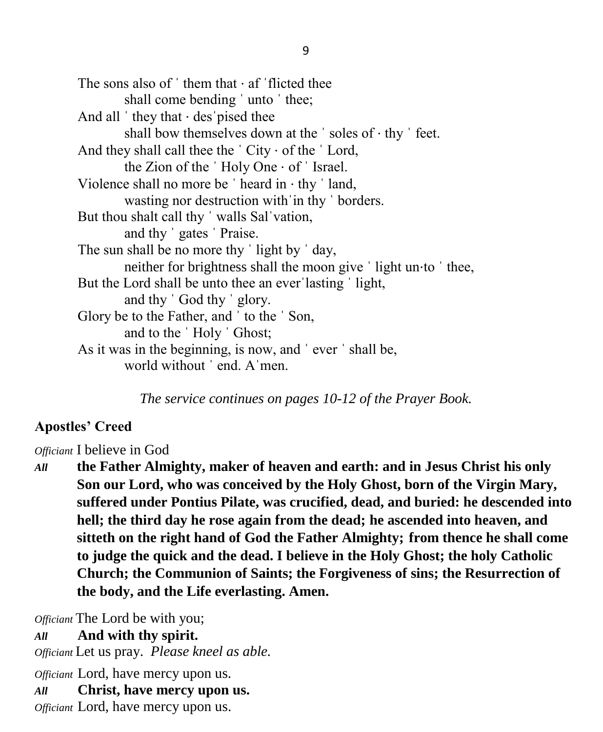The sons also of ˈ them that · af ˈflicted thee
  shall come bending ˈ unto ˈ thee;
And all ˈ they that · desˈpised thee
  shall bow themselves down at the ˈ soles of · thy ˈ feet.
And they shall call thee the ˈ City · of the ˈ Lord,
  the Zion of the ˈ Holy One · of ˈ Israel.
Violence shall no more be ˈ heard in · thy ˈ land,
  wasting nor destruction withˈin thy ˈ borders.
But thou shalt call thy ˈ walls Salˈvation,
  and thy ˈ gates ˈ Praise.
The sun shall be no more thy ˈ light by ˈ day,
  neither for brightness shall the moon give ˈ light un·to ˈ thee,
But the Lord shall be unto thee an everˈlasting ˈ light,
  and thy ˈ God thy ˈ glory.
Glory be to the Father, and ˈ to the ˈ Son,
  and to the ˈ Holy ˈ Ghost;
As it was in the beginning, is now, and ˈ ever ˈ shall be,
  world without ˈ end. Aˈmen.

*The service continues on pages 10-12 of the Prayer Book.*

**Apostles' Creed**

*Officiant* I believe in God

*All* **the Father Almighty, maker of heaven and earth: and in Jesus Christ his only Son our Lord, who was conceived by the Holy Ghost, born of the Virgin Mary, suffered under Pontius Pilate, was crucified, dead, and buried: he descended into hell; the third day he rose again from the dead; he ascended into heaven, and sitteth on the right hand of God the Father Almighty; from thence he shall come to judge the quick and the dead. I believe in the Holy Ghost; the holy Catholic Church; the Communion of Saints; the Forgiveness of sins; the Resurrection of the body, and the Life everlasting. Amen.**

*Officiant* The Lord be with you;

*All* **And with thy spirit.**

*Officiant* Let us pray. *Please kneel as able.*

*Officiant* Lord, have mercy upon us.

*All* **Christ, have mercy upon us.**

*Officiant* Lord, have mercy upon us.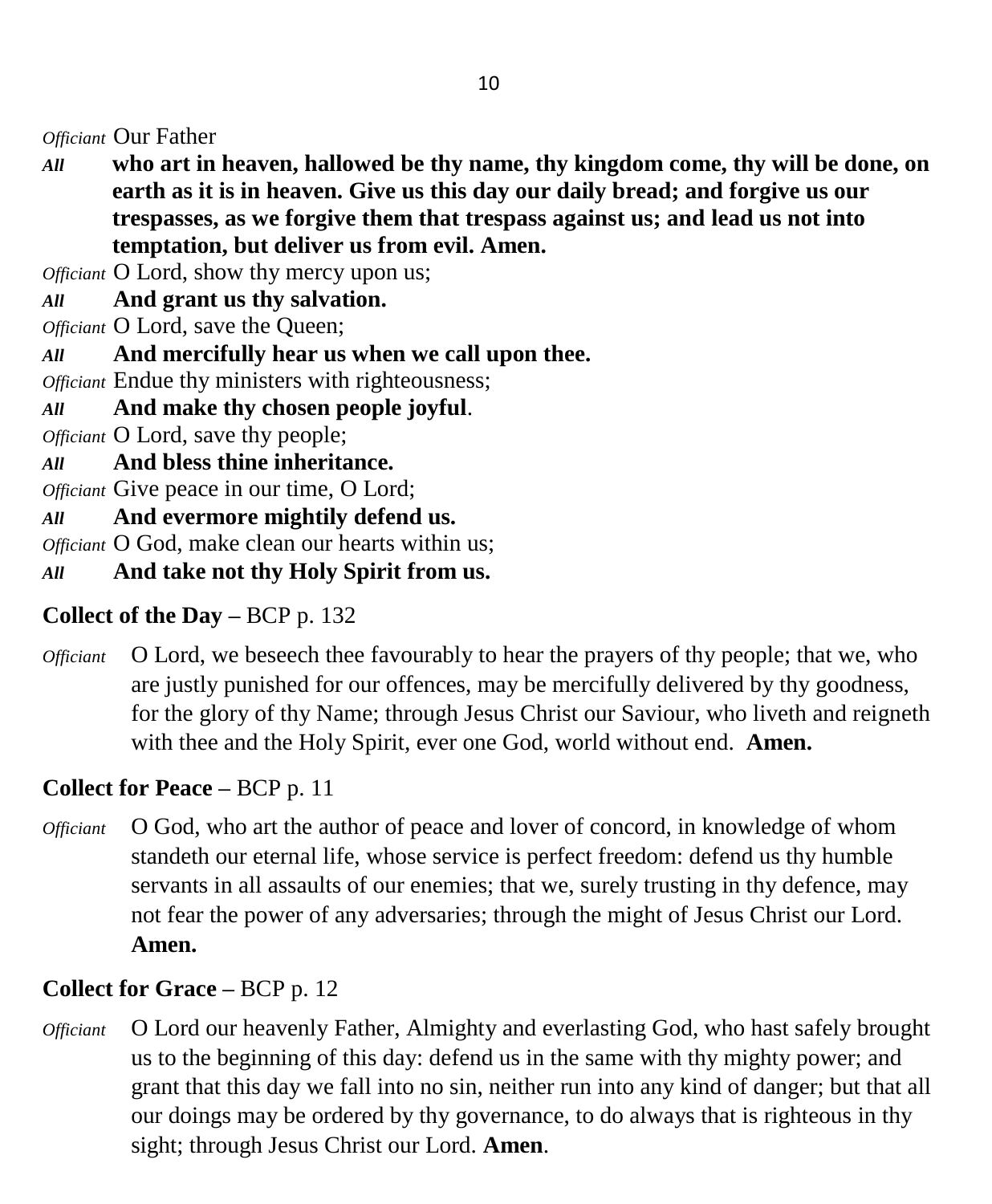*Officiant* Our Father

*All* **who art in heaven, hallowed be thy name, thy kingdom come, thy will be done, on earth as it is in heaven. Give us this day our daily bread; and forgive us our trespasses, as we forgive them that trespass against us; and lead us not into temptation, but deliver us from evil. Amen.**

*Officiant* O Lord, show thy mercy upon us;

*All* **And grant us thy salvation.**

*Officiant* O Lord, save the Queen;

*All* **And mercifully hear us when we call upon thee.**

*Officiant* Endue thy ministers with righteousness;

*All* **And make thy chosen people joyful**.

*Officiant* O Lord, save thy people;

*All* **And bless thine inheritance.**

*Officiant* Give peace in our time, O Lord;

*All* **And evermore mightily defend us.**

*Officiant* O God, make clean our hearts within us;

*All* **And take not thy Holy Spirit from us.**

**Collect of the Day –** BCP p. 132

*Officiant* O Lord, we beseech thee favourably to hear the prayers of thy people; that we, who are justly punished for our offences, may be mercifully delivered by thy goodness, for the glory of thy Name; through Jesus Christ our Saviour, who liveth and reigneth with thee and the Holy Spirit, ever one God, world without end. **Amen.**

**Collect for Peace –** BCP p. 11

*Officiant* O God, who art the author of peace and lover of concord, in knowledge of whom standeth our eternal life, whose service is perfect freedom: defend us thy humble servants in all assaults of our enemies; that we, surely trusting in thy defence, may not fear the power of any adversaries; through the might of Jesus Christ our Lord. **Amen.**

**Collect for Grace –** BCP p. 12

*Officiant* O Lord our heavenly Father, Almighty and everlasting God, who hast safely brought us to the beginning of this day: defend us in the same with thy mighty power; and grant that this day we fall into no sin, neither run into any kind of danger; but that all our doings may be ordered by thy governance, to do always that is righteous in thy sight; through Jesus Christ our Lord. **Amen**.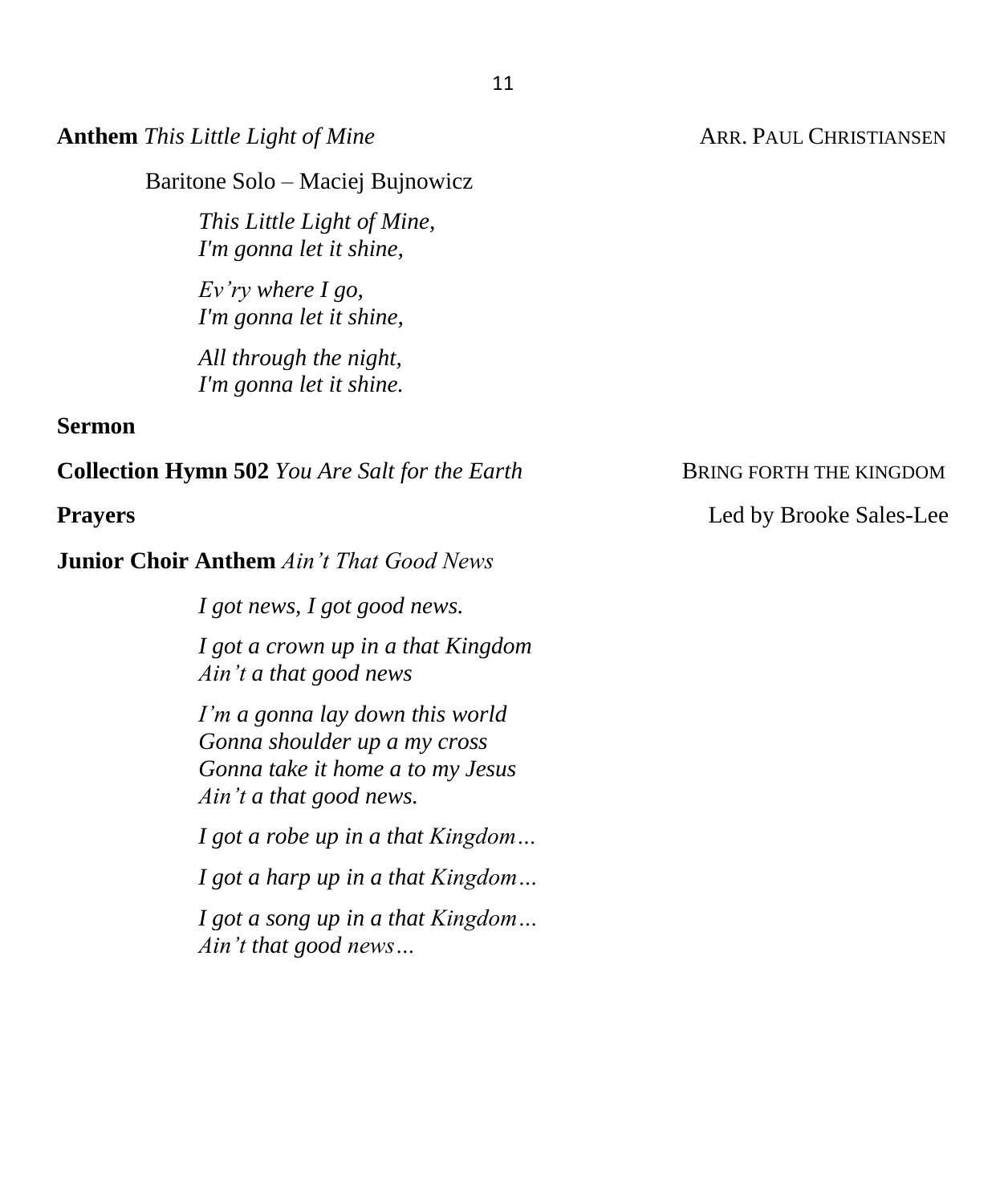**Anthem** *This Little Light of Mine* ARR. PAUL CHRISTIANSEN

Baritone Solo – Maciej Bujnowicz

*This Little Light of Mine,*
*I'm gonna let it shine,*

*Ev'ry where I go,*
*I'm gonna let it shine,*

*All through the night,*
*I'm gonna let it shine.*

**Sermon**

**Collection Hymn 502** *You Are Salt for the Earth* BRING FORTH THE KINGDOM

**Prayers** Led by Brooke Sales-Lee

**Junior Choir Anthem** *Ain't That Good News*

*I got news, I got good news.*

*I got a crown up in a that Kingdom*
*Ain't a that good news*

*I'm a gonna lay down this world*
*Gonna shoulder up a my cross*
*Gonna take it home a to my Jesus*
*Ain't a that good news.*

*I got a robe up in a that Kingdom…*

*I got a harp up in a that Kingdom…*

*I got a song up in a that Kingdom…*
*Ain't that good news…*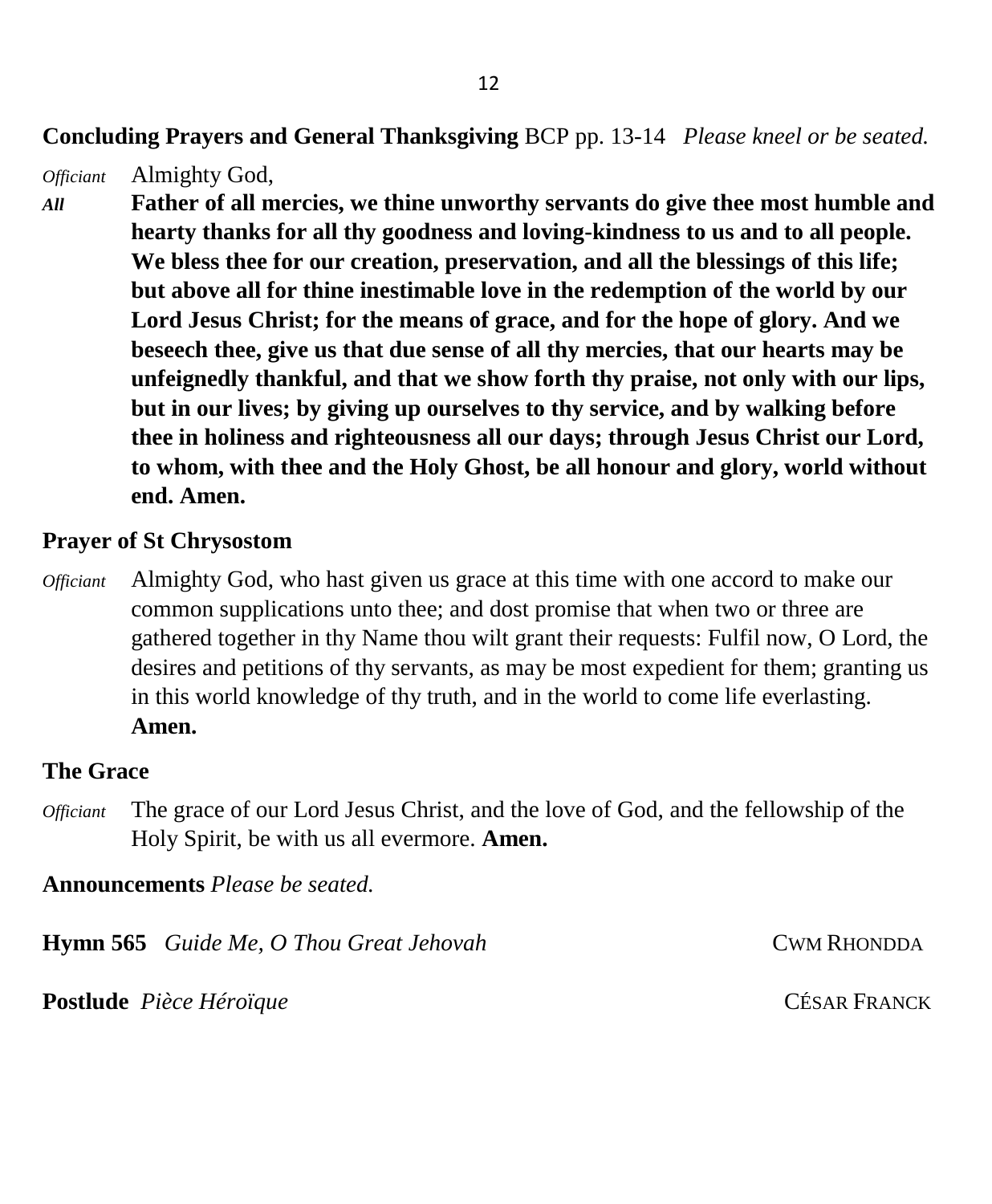**Concluding Prayers and General Thanksgiving** BCP pp. 13-14 *Please kneel or be seated.*

*Officiant* Almighty God,

*All* **Father of all mercies, we thine unworthy servants do give thee most humble and hearty thanks for all thy goodness and loving-kindness to us and to all people. We bless thee for our creation, preservation, and all the blessings of this life; but above all for thine inestimable love in the redemption of the world by our Lord Jesus Christ; for the means of grace, and for the hope of glory. And we beseech thee, give us that due sense of all thy mercies, that our hearts may be unfeignedly thankful, and that we show forth thy praise, not only with our lips, but in our lives; by giving up ourselves to thy service, and by walking before thee in holiness and righteousness all our days; through Jesus Christ our Lord, to whom, with thee and the Holy Ghost, be all honour and glory, world without end. Amen.**

**Prayer of St Chrysostom**

*Officiant* Almighty God, who hast given us grace at this time with one accord to make our common supplications unto thee; and dost promise that when two or three are gathered together in thy Name thou wilt grant their requests: Fulfil now, O Lord, the desires and petitions of thy servants, as may be most expedient for them; granting us in this world knowledge of thy truth, and in the world to come life everlasting. **Amen.**

**The Grace**

*Officiant* The grace of our Lord Jesus Christ, and the love of God, and the fellowship of the Holy Spirit, be with us all evermore. **Amen.**

**Announcements** *Please be seated.*

**Hymn 565** *Guide Me, O Thou Great Jehovah* CWM RHONDDA

**Postlude** *Pièce Héroïque* CÉSAR FRANCK